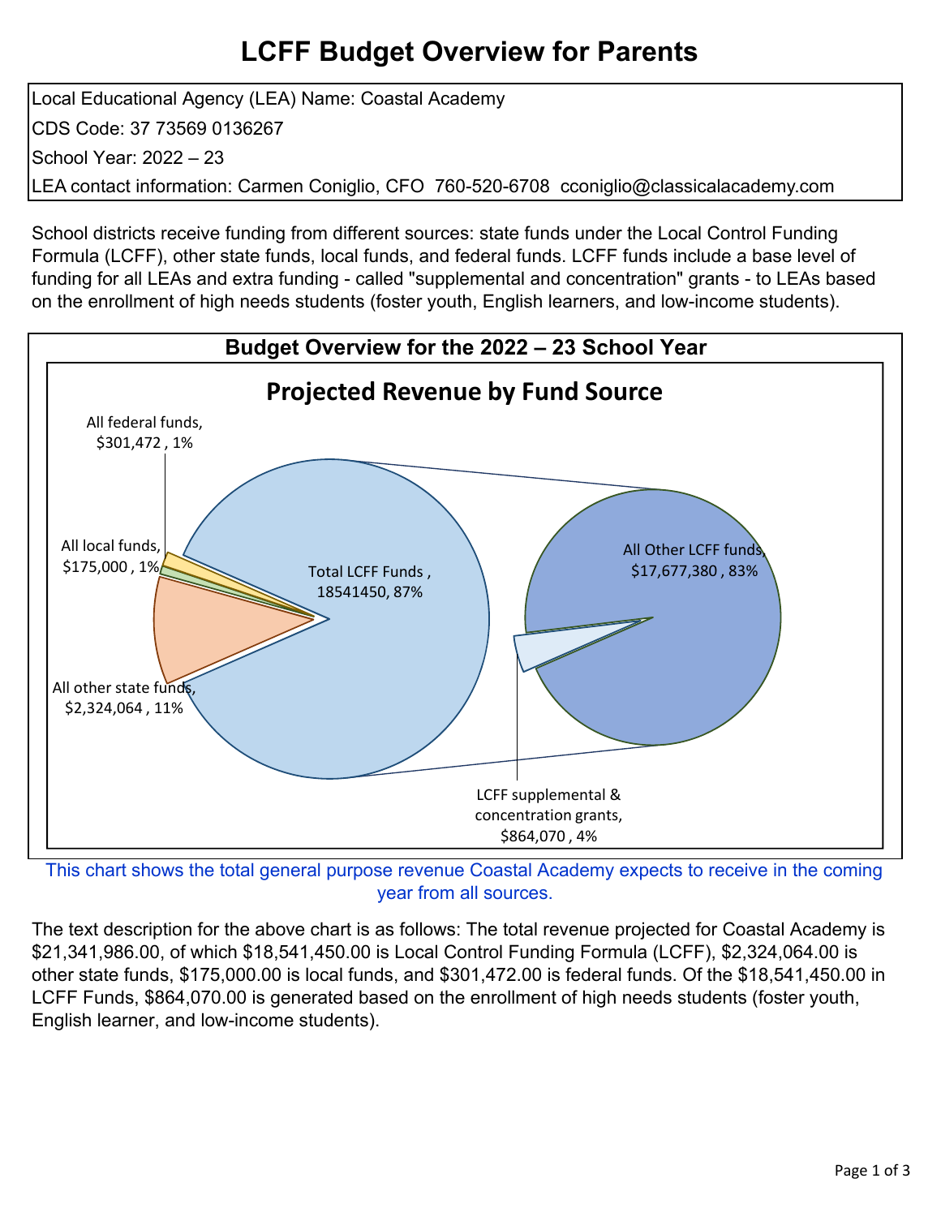# LCFF Budget Overview for Parents

Local Educational Agency (LEA) Name: Coastal Academy
CDS Code: 37 73569 0136267
School Year: 2022 – 23
LEA contact information: Carmen Coniglio, CFO 760-520-6708 cconiglio@classicalacademy.com

School districts receive funding from different sources: state funds under the Local Control Funding Formula (LCFF), other state funds, local funds, and federal funds. LCFF funds include a base level of funding for all LEAs and extra funding - called "supplemental and concentration" grants - to LEAs based on the enrollment of high needs students (foster youth, English learners, and low-income students).

## Budget Overview for the 2022 – 23 School Year

### Projected Revenue by Fund Source

- All federal funds, $301,472 , 1%
- All local funds, $175,000 , 1%
- All other state funds, $2,324,064 , 11%
- Total LCFF Funds , 18541450, 87%
  - All Other LCFF funds, $17,677,380 , 83%
  - LCFF supplemental & concentration grants, $864,070 , 4%

This chart shows the total general purpose revenue Coastal Academy expects to receive in the coming year from all sources.

The text description for the above chart is as follows: The total revenue projected for Coastal Academy is $21,341,986.00, of which $18,541,450.00 is Local Control Funding Formula (LCFF), $2,324,064.00 is other state funds, $175,000.00 is local funds, and $301,472.00 is federal funds. Of the $18,541,450.00 in LCFF Funds, $864,070.00 is generated based on the enrollment of high needs students (foster youth, English learner, and low-income students).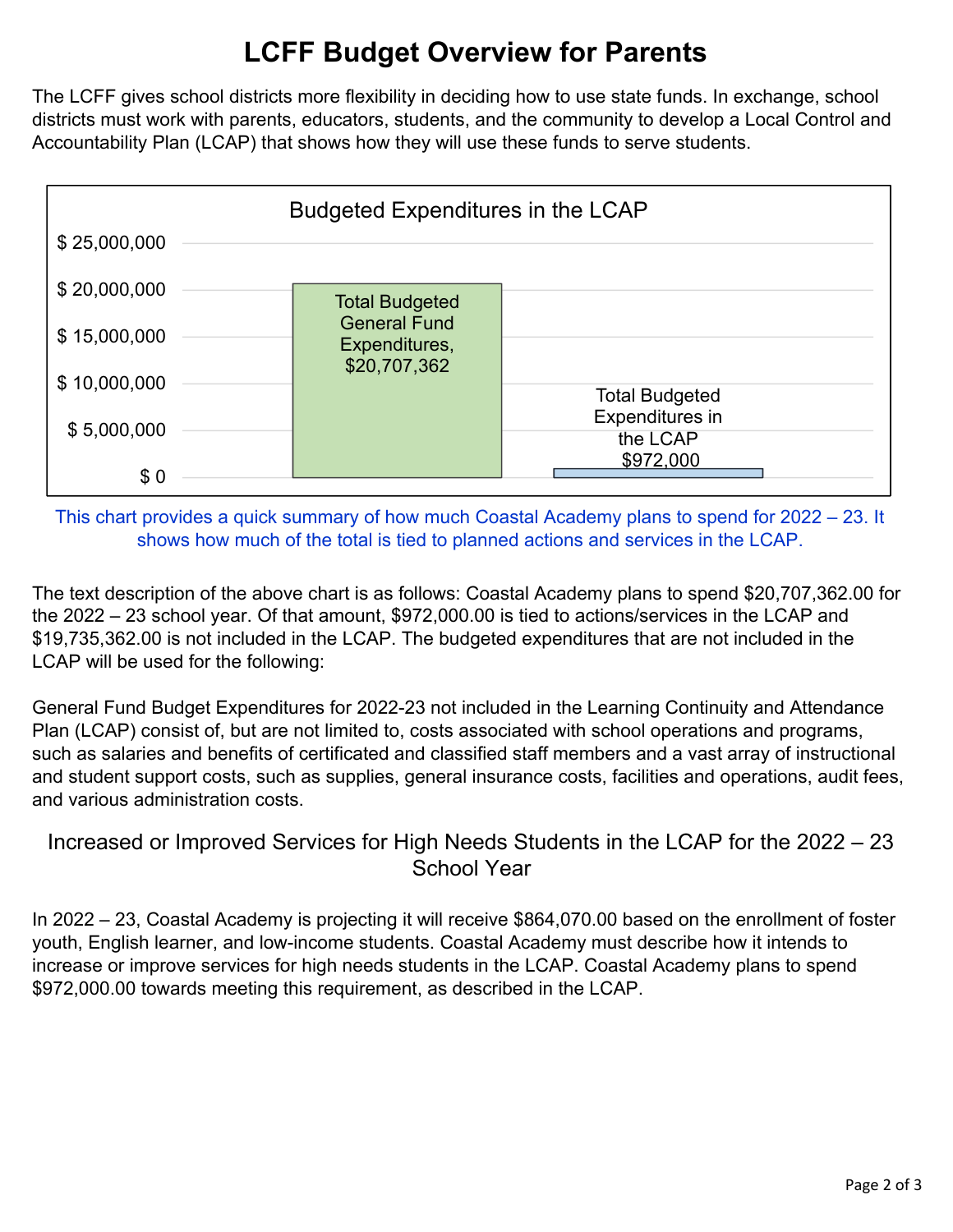# LCFF Budget Overview for Parents

The LCFF gives school districts more flexibility in deciding how to use state funds. In exchange, school districts must work with parents, educators, students, and the community to develop a Local Control and Accountability Plan (LCAP) that shows how they will use these funds to serve students.

**Budgeted Expenditures in the LCAP**

| Category | Amount |
| --- | --- |
| Total Budgeted General Fund Expenditures | $20,707,362 |
| Total Budgeted Expenditures in the LCAP | $972,000 |

This chart provides a quick summary of how much Coastal Academy plans to spend for 2022 – 23. It shows how much of the total is tied to planned actions and services in the LCAP.

The text description of the above chart is as follows: Coastal Academy plans to spend $20,707,362.00 for the 2022 – 23 school year. Of that amount, $972,000.00 is tied to actions/services in the LCAP and $19,735,362.00 is not included in the LCAP. The budgeted expenditures that are not included in the LCAP will be used for the following:

General Fund Budget Expenditures for 2022-23 not included in the Learning Continuity and Attendance Plan (LCAP) consist of, but are not limited to, costs associated with school operations and programs, such as salaries and benefits of certificated and classified staff members and a vast array of instructional and student support costs, such as supplies, general insurance costs, facilities and operations, audit fees, and various administration costs.

## Increased or Improved Services for High Needs Students in the LCAP for the 2022 – 23 School Year

In 2022 – 23, Coastal Academy is projecting it will receive $864,070.00 based on the enrollment of foster youth, English learner, and low-income students. Coastal Academy must describe how it intends to increase or improve services for high needs students in the LCAP. Coastal Academy plans to spend $972,000.00 towards meeting this requirement, as described in the LCAP.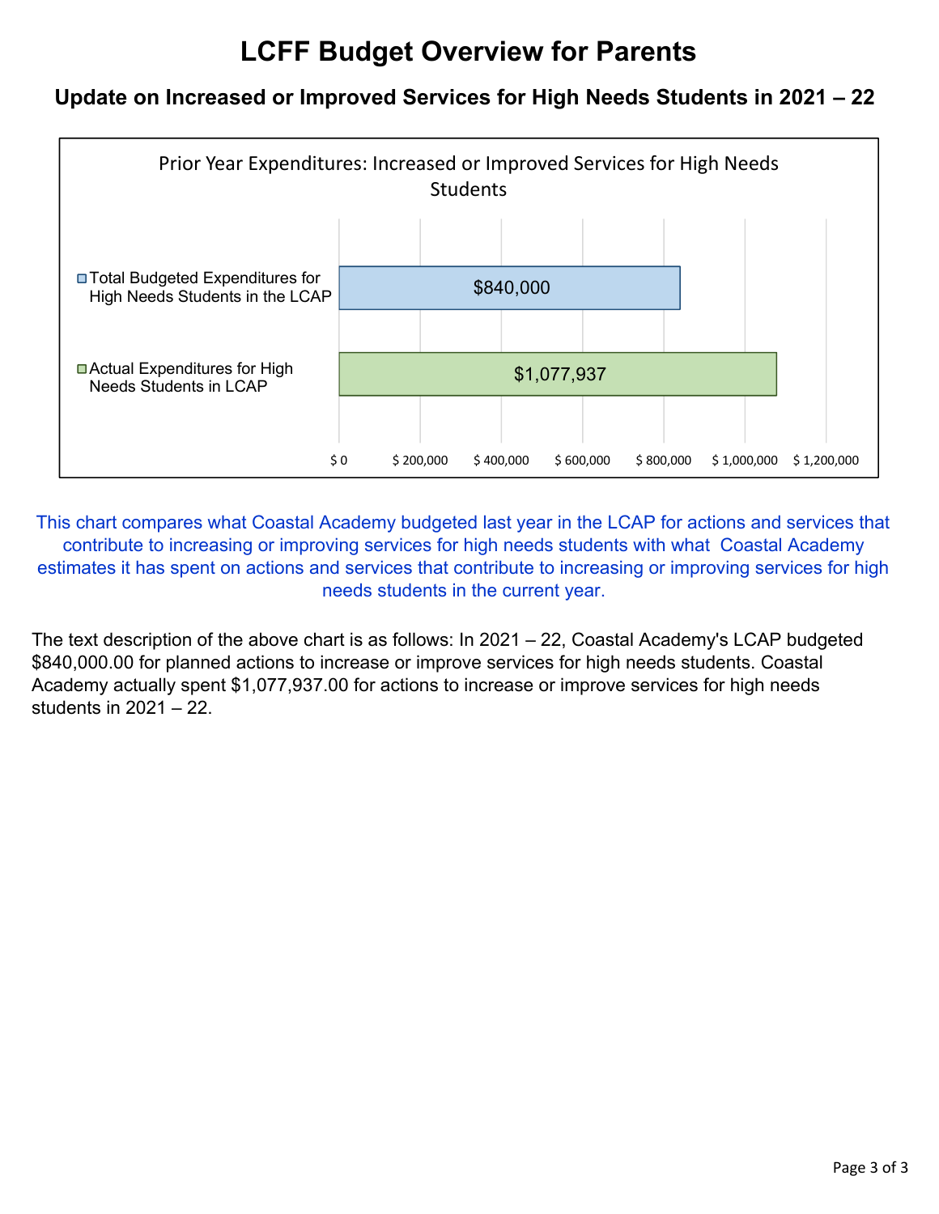# LCFF Budget Overview for Parents

## Update on Increased or Improved Services for High Needs Students in 2021 – 22

Prior Year Expenditures: Increased or Improved Services for High Needs Students

Total Budgeted Expenditures for High Needs Students in the LCAP

$840,000

Actual Expenditures for High Needs Students in LCAP

$1,077,937

$ 0
$ 200,000
$ 400,000
$ 600,000
$ 800,000
$ 1,000,000
$ 1,200,000

This chart compares what Coastal Academy budgeted last year in the LCAP for actions and services that contribute to increasing or improving services for high needs students with what Coastal Academy estimates it has spent on actions and services that contribute to increasing or improving services for high needs students in the current year.

The text description of the above chart is as follows: In 2021 – 22, Coastal Academy's LCAP budgeted $840,000.00 for planned actions to increase or improve services for high needs students. Coastal Academy actually spent $1,077,937.00 for actions to increase or improve services for high needs students in 2021 – 22.